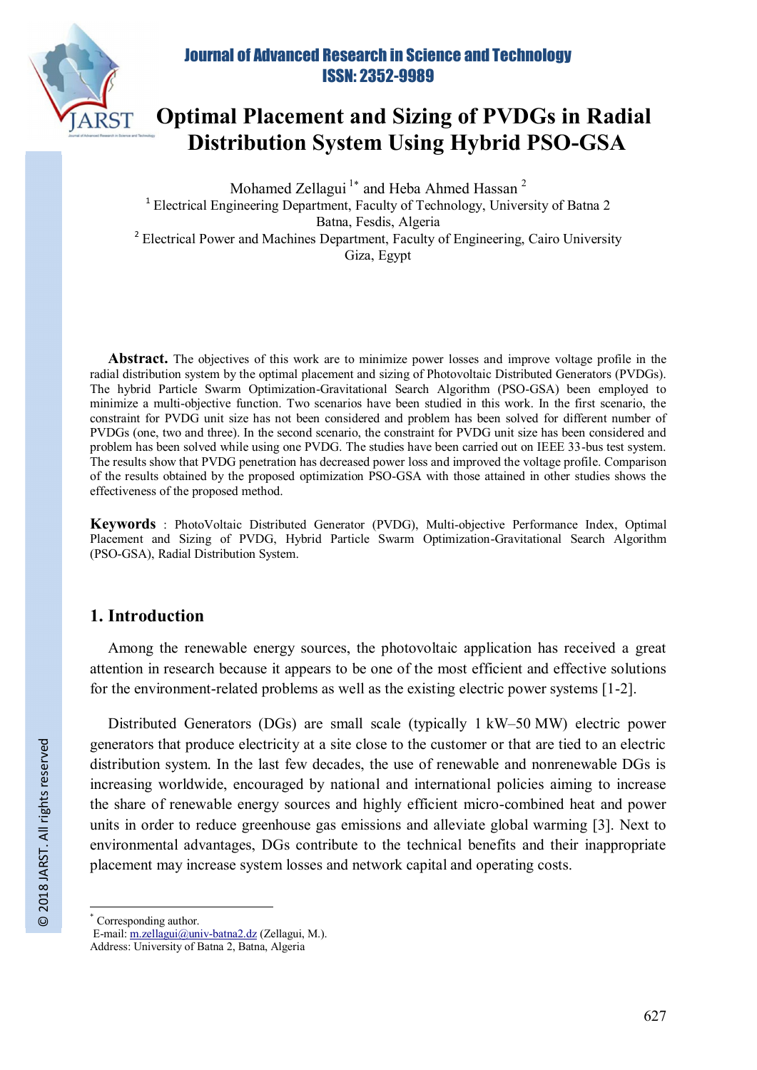# Optimal Placement and Sizing of PVDGs in Radial Distribution System Using Hybrid PSO-GSA

Mohamed Zellagui [1*] and Heba Ahmed Hassan [2]

[1] Electrical Engineering Department, Faculty of Technology, University of Batna 2 Batna, Fesdis, Algeria

[2] Electrical Power and Machines Department, Faculty of Engineering, Cairo University Giza, Egypt

**Abstract.** The objectives of this work are to minimize power losses and improve voltage profile in the radial distribution system by the optimal placement and sizing of Photovoltaic Distributed Generators (PVDGs). The hybrid Particle Swarm Optimization-Gravitational Search Algorithm (PSO-GSA) been employed to minimize a multi-objective function. Two scenarios have been studied in this work. In the first scenario, the constraint for PVDG unit size has not been considered and problem has been solved for different number of PVDGs (one, two and three). In the second scenario, the constraint for PVDG unit size has been considered and problem has been solved while using one PVDG. The studies have been carried out on IEEE 33-bus test system. The results show that PVDG penetration has decreased power loss and improved the voltage profile. Comparison of the results obtained by the proposed optimization PSO-GSA with those attained in other studies shows the effectiveness of the proposed method.

**Keywords** : PhotoVoltaic Distributed Generator (PVDG), Multi-objective Performance Index, Optimal Placement and Sizing of PVDG, Hybrid Particle Swarm Optimization-Gravitational Search Algorithm (PSO-GSA), Radial Distribution System.

## 1. Introduction

Among the renewable energy sources, the photovoltaic application has received a great attention in research because it appears to be one of the most efficient and effective solutions for the environment-related problems as well as the existing electric power systems [1-2].

Distributed Generators (DGs) are small scale (typically 1 kW–50 MW) electric power generators that produce electricity at a site close to the customer or that are tied to an electric distribution system. In the last few decades, the use of renewable and nonrenewable DGs is increasing worldwide, encouraged by national and international policies aiming to increase the share of renewable energy sources and highly efficient micro-combined heat and power units in order to reduce greenhouse gas emissions and alleviate global warming [3]. Next to environmental advantages, DGs contribute to the technical benefits and their inappropriate placement may increase system losses and network capital and operating costs.

---

[*] Corresponding author.
E-mail: m.zellagui@univ-batna2.dz (Zellagui, M.).
Address: University of Batna 2, Batna, Algeria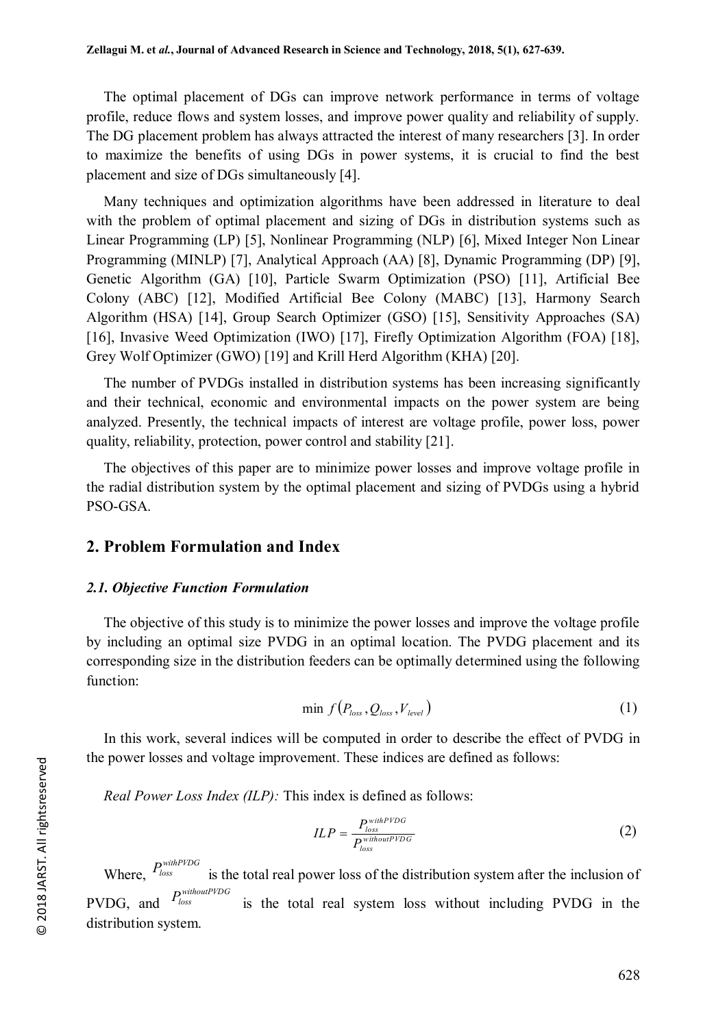The optimal placement of DGs can improve network performance in terms of voltage profile, reduce flows and system losses, and improve power quality and reliability of supply. The DG placement problem has always attracted the interest of many researchers [3]. In order to maximize the benefits of using DGs in power systems, it is crucial to find the best placement and size of DGs simultaneously [4].

Many techniques and optimization algorithms have been addressed in literature to deal with the problem of optimal placement and sizing of DGs in distribution systems such as Linear Programming (LP) [5], Nonlinear Programming (NLP) [6], Mixed Integer Non Linear Programming (MINLP) [7], Analytical Approach (AA) [8], Dynamic Programming (DP) [9], Genetic Algorithm (GA) [10], Particle Swarm Optimization (PSO) [11], Artificial Bee Colony (ABC) [12], Modified Artificial Bee Colony (MABC) [13], Harmony Search Algorithm (HSA) [14], Group Search Optimizer (GSO) [15], Sensitivity Approaches (SA) [16], Invasive Weed Optimization (IWO) [17], Firefly Optimization Algorithm (FOA) [18], Grey Wolf Optimizer (GWO) [19] and Krill Herd Algorithm (KHA) [20].

The number of PVDGs installed in distribution systems has been increasing significantly and their technical, economic and environmental impacts on the power system are being analyzed. Presently, the technical impacts of interest are voltage profile, power loss, power quality, reliability, protection, power control and stability [21].

The objectives of this paper are to minimize power losses and improve voltage profile in the radial distribution system by the optimal placement and sizing of PVDGs using a hybrid PSO-GSA.

## 2. Problem Formulation and Index

### *2.1. Objective Function Formulation*

The objective of this study is to minimize the power losses and improve the voltage profile by including an optimal size PVDG in an optimal location. The PVDG placement and its corresponding size in the distribution feeders can be optimally determined using the following function:

$$\min \; f\left(P_{loss}, Q_{loss}, V_{level}\right) \tag{1}$$

In this work, several indices will be computed in order to describe the effect of PVDG in the power losses and voltage improvement. These indices are defined as follows:

*Real Power Loss Index (ILP):* This index is defined as follows:

$$ILP = \frac{P_{loss}^{withPVDG}}{P_{loss}^{withoutPVDG}} \tag{2}$$

Where, $P_{loss}^{withPVDG}$ is the total real power loss of the distribution system after the inclusion of PVDG, and $P_{loss}^{withoutPVDG}$ is the total real system loss without including PVDG in the distribution system.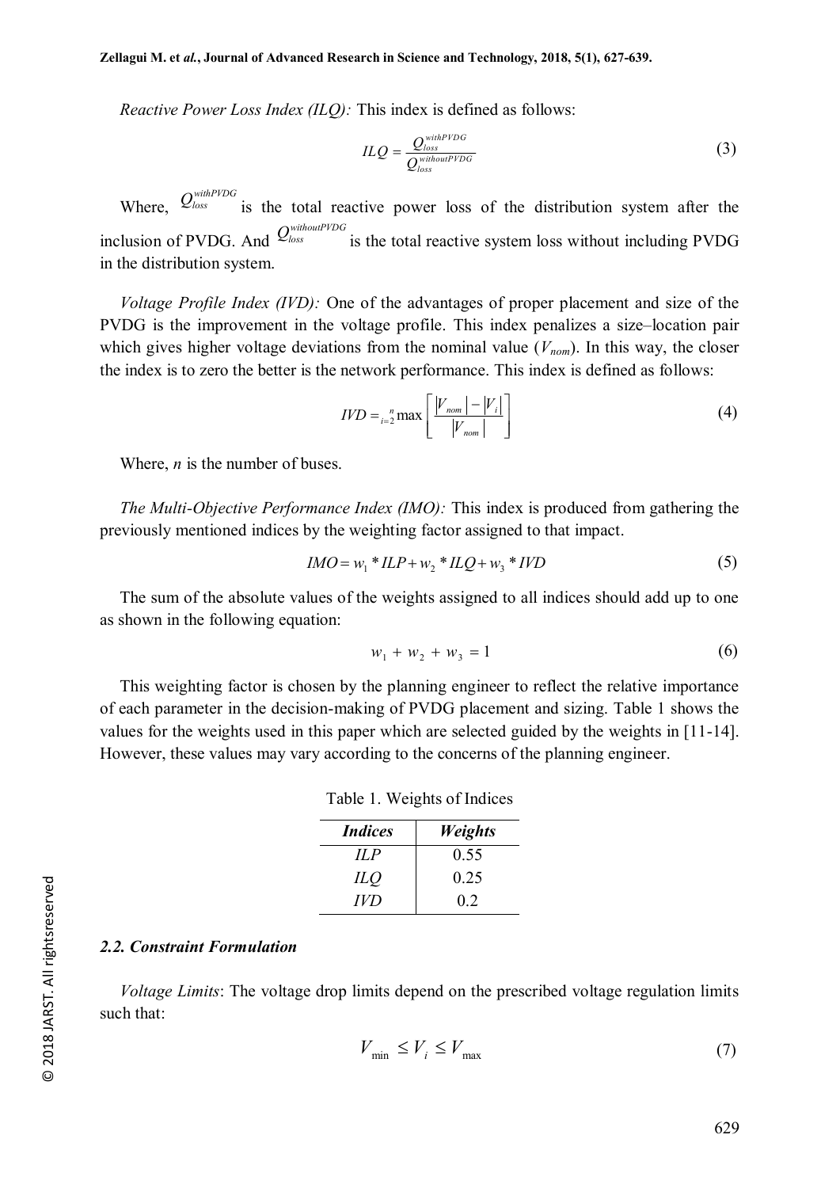*Reactive Power Loss Index (ILQ):* This index is defined as follows:

$$ILQ = \frac{Q_{loss}^{withPVDG}}{Q_{loss}^{withoutPVDG}} \tag{3}$$

Where, $Q_{loss}^{withPVDG}$ is the total reactive power loss of the distribution system after the inclusion of PVDG. And $Q_{loss}^{withoutPVDG}$ is the total reactive system loss without including PVDG in the distribution system.

*Voltage Profile Index (IVD):* One of the advantages of proper placement and size of the PVDG is the improvement in the voltage profile. This index penalizes a size–location pair which gives higher voltage deviations from the nominal value ($V_{nom}$). In this way, the closer the index is to zero the better is the network performance. This index is defined as follows:

$$IVD = \max_{i=2}^{n} \left[ \frac{|V_{nom}| - |V_i|}{|V_{nom}|} \right] \tag{4}$$

Where, $n$ is the number of buses.

*The Multi-Objective Performance Index (IMO):* This index is produced from gathering the previously mentioned indices by the weighting factor assigned to that impact.

$$IMO = w_1 * ILP + w_2 * ILQ + w_3 * IVD \tag{5}$$

The sum of the absolute values of the weights assigned to all indices should add up to one as shown in the following equation:

$$w_1 + w_2 + w_3 = 1 \tag{6}$$

This weighting factor is chosen by the planning engineer to reflect the relative importance of each parameter in the decision-making of PVDG placement and sizing. Table 1 shows the values for the weights used in this paper which are selected guided by the weights in [11-14]. However, these values may vary according to the concerns of the planning engineer.

Table 1. Weights of Indices

| ***Indices*** | ***Weights*** |
|---|---|
| *ILP* | 0.55 |
| *ILQ* | 0.25 |
| *IVD* | 0.2 |

### *2.2. Constraint Formulation*

*Voltage Limits*: The voltage drop limits depend on the prescribed voltage regulation limits such that:

$$V_{\min} \leq V_i \leq V_{\max} \tag{7}$$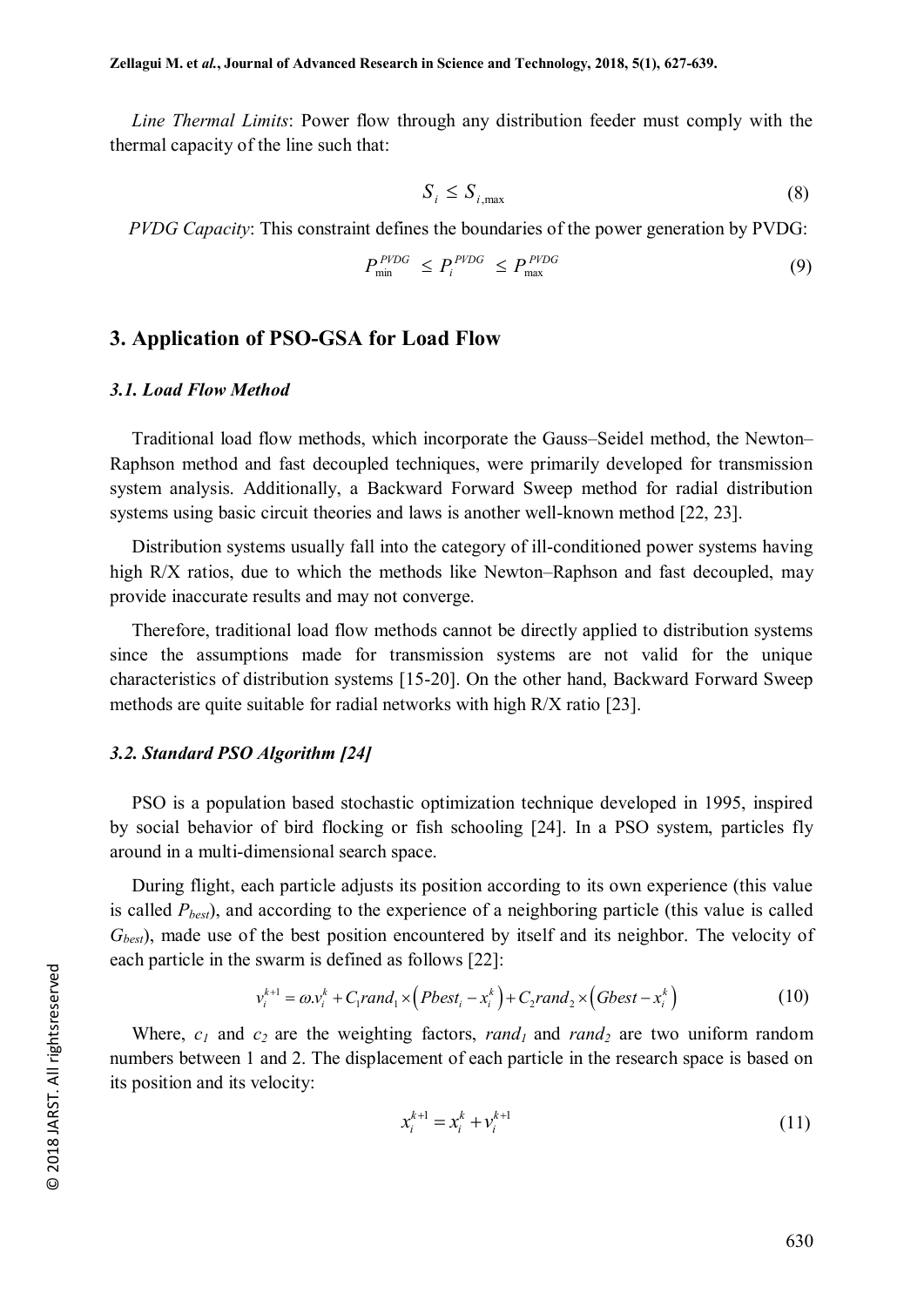*Line Thermal Limits*: Power flow through any distribution feeder must comply with the thermal capacity of the line such that:

$$S_i \leq S_{i,\max} \tag{8}$$

*PVDG Capacity*: This constraint defines the boundaries of the power generation by PVDG:

$$P_{\min}^{PVDG} \leq P_i^{PVDG} \leq P_{\max}^{PVDG} \tag{9}$$

## 3. Application of PSO-GSA for Load Flow

### *3.1. Load Flow Method*

Traditional load flow methods, which incorporate the Gauss–Seidel method, the Newton–Raphson method and fast decoupled techniques, were primarily developed for transmission system analysis. Additionally, a Backward Forward Sweep method for radial distribution systems using basic circuit theories and laws is another well-known method [22, 23].

Distribution systems usually fall into the category of ill-conditioned power systems having high R/X ratios, due to which the methods like Newton–Raphson and fast decoupled, may provide inaccurate results and may not converge.

Therefore, traditional load flow methods cannot be directly applied to distribution systems since the assumptions made for transmission systems are not valid for the unique characteristics of distribution systems [15-20]. On the other hand, Backward Forward Sweep methods are quite suitable for radial networks with high R/X ratio [23].

### *3.2. Standard PSO Algorithm [24]*

PSO is a population based stochastic optimization technique developed in 1995, inspired by social behavior of bird flocking or fish schooling [24]. In a PSO system, particles fly around in a multi-dimensional search space.

During flight, each particle adjusts its position according to its own experience (this value is called $P_{best}$), and according to the experience of a neighboring particle (this value is called $G_{best}$), made use of the best position encountered by itself and its neighbor. The velocity of each particle in the swarm is defined as follows [22]:

$$v_i^{k+1} = \omega . v_i^k + C_1 rand_1 \times \left( Pbest_i - x_i^k \right) + C_2 rand_2 \times \left( Gbest - x_i^k \right) \tag{10}$$

Where, $c_1$ and $c_2$ are the weighting factors, $rand_1$ and $rand_2$ are two uniform random numbers between 1 and 2. The displacement of each particle in the research space is based on its position and its velocity:

$$x_i^{k+1} = x_i^k + v_i^{k+1} \tag{11}$$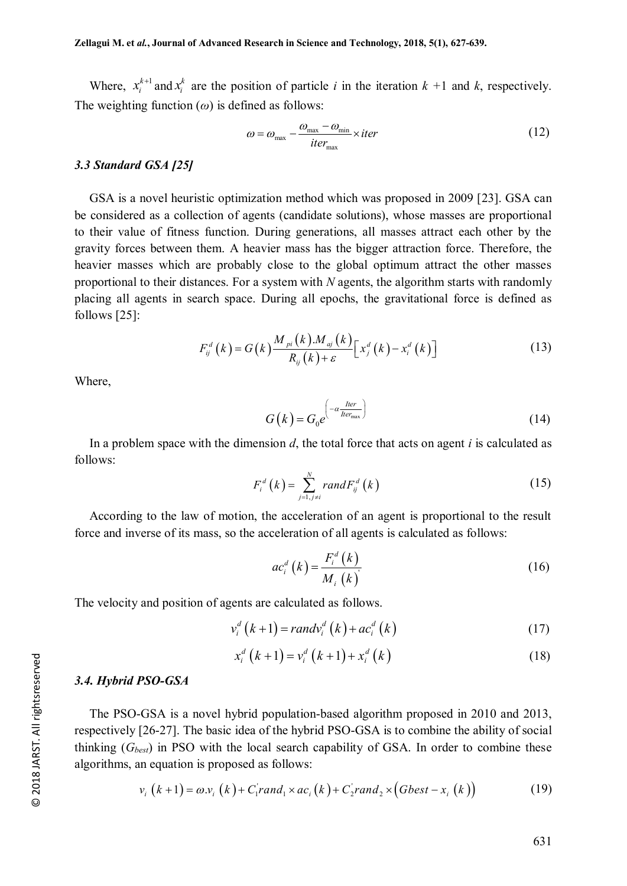Where, $x_i^{k+1}$ and $x_i^k$ are the position of particle $i$ in the iteration $k$ +1 and $k$, respectively. The weighting function ($\omega$) is defined as follows:

$$\omega = \omega_{\max} - \frac{\omega_{\max} - \omega_{\min}}{iter_{\max}} \times iter \tag{12}$$

### *3.3 Standard GSA [25]*

GSA is a novel heuristic optimization method which was proposed in 2009 [23]. GSA can be considered as a collection of agents (candidate solutions), whose masses are proportional to their value of fitness function. During generations, all masses attract each other by the gravity forces between them. A heavier mass has the bigger attraction force. Therefore, the heavier masses which are probably close to the global optimum attract the other masses proportional to their distances. For a system with $N$ agents, the algorithm starts with randomly placing all agents in search space. During all epochs, the gravitational force is defined as follows [25]:

$$F_{ij}^d(k) = G(k)\frac{M_{pi}(k).M_{aj}(k)}{R_{ij}(k)+\varepsilon}\left[x_j^d(k) - x_i^d(k)\right] \tag{13}$$

Where,

$$G(k) = G_0 e^{\left(-\alpha \frac{Iter}{Iter_{\max}}\right)} \tag{14}$$

In a problem space with the dimension $d$, the total force that acts on agent $i$ is calculated as follows:

$$F_i^d(k) = \sum_{j=1, j\neq i}^{N} rand F_{ij}^d(k) \tag{15}$$

According to the law of motion, the acceleration of an agent is proportional to the result force and inverse of its mass, so the acceleration of all agents is calculated as follows:

$$ac_i^d(k) = \frac{F_i^d(k)}{M_i(k)} \tag{16}$$

The velocity and position of agents are calculated as follows.

$$v_i^d(k+1) = rand v_i^d(k) + ac_i^d(k) \tag{17}$$

$$x_i^d(k+1) = v_i^d(k+1) + x_i^d(k) \tag{18}$$

### *3.4. Hybrid PSO-GSA*

The PSO-GSA is a novel hybrid population-based algorithm proposed in 2010 and 2013, respectively [26-27]. The basic idea of the hybrid PSO-GSA is to combine the ability of social thinking ($G_{best}$) in PSO with the local search capability of GSA. In order to combine these algorithms, an equation is proposed as follows:

$$v_i(k+1) = \omega.v_i(k) + C_1^{'} rand_1 \times ac_i(k) + C_2^{'} rand_2 \times \left(Gbest - x_i(k)\right) \tag{19}$$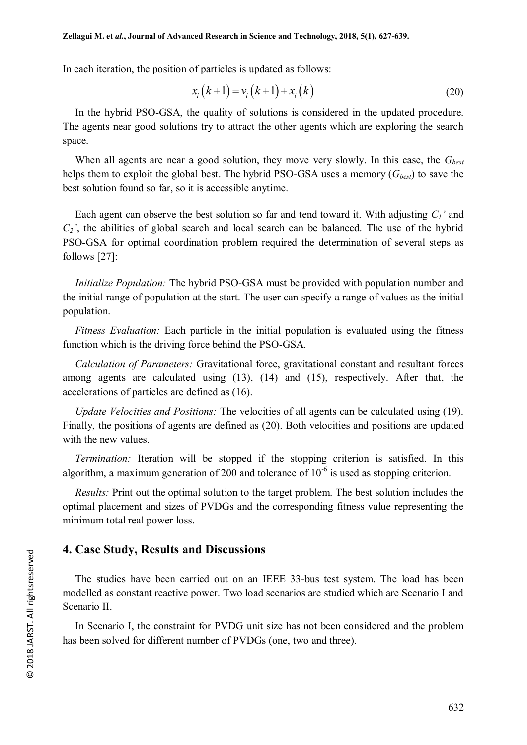In each iteration, the position of particles is updated as follows:

$$x_i(k+1) = v_i(k+1) + x_i(k) \tag{20}$$

In the hybrid PSO-GSA, the quality of solutions is considered in the updated procedure. The agents near good solutions try to attract the other agents which are exploring the search space.

When all agents are near a good solution, they move very slowly. In this case, the $G_{best}$ helps them to exploit the global best. The hybrid PSO-GSA uses a memory ($G_{best}$) to save the best solution found so far, so it is accessible anytime.

Each agent can observe the best solution so far and tend toward it. With adjusting $C_1'$ and $C_2'$, the abilities of global search and local search can be balanced. The use of the hybrid PSO-GSA for optimal coordination problem required the determination of several steps as follows [27]:

*Initialize Population:* The hybrid PSO-GSA must be provided with population number and the initial range of population at the start. The user can specify a range of values as the initial population.

*Fitness Evaluation:* Each particle in the initial population is evaluated using the fitness function which is the driving force behind the PSO-GSA.

*Calculation of Parameters:* Gravitational force, gravitational constant and resultant forces among agents are calculated using (13), (14) and (15), respectively. After that, the accelerations of particles are defined as (16).

*Update Velocities and Positions:* The velocities of all agents can be calculated using (19). Finally, the positions of agents are defined as (20). Both velocities and positions are updated with the new values.

*Termination:* Iteration will be stopped if the stopping criterion is satisfied. In this algorithm, a maximum generation of 200 and tolerance of $10^{-6}$ is used as stopping criterion.

*Results:* Print out the optimal solution to the target problem. The best solution includes the optimal placement and sizes of PVDGs and the corresponding fitness value representing the minimum total real power loss.

## 4. Case Study, Results and Discussions

The studies have been carried out on an IEEE 33-bus test system. The load has been modelled as constant reactive power. Two load scenarios are studied which are Scenario I and Scenario II.

In Scenario I, the constraint for PVDG unit size has not been considered and the problem has been solved for different number of PVDGs (one, two and three).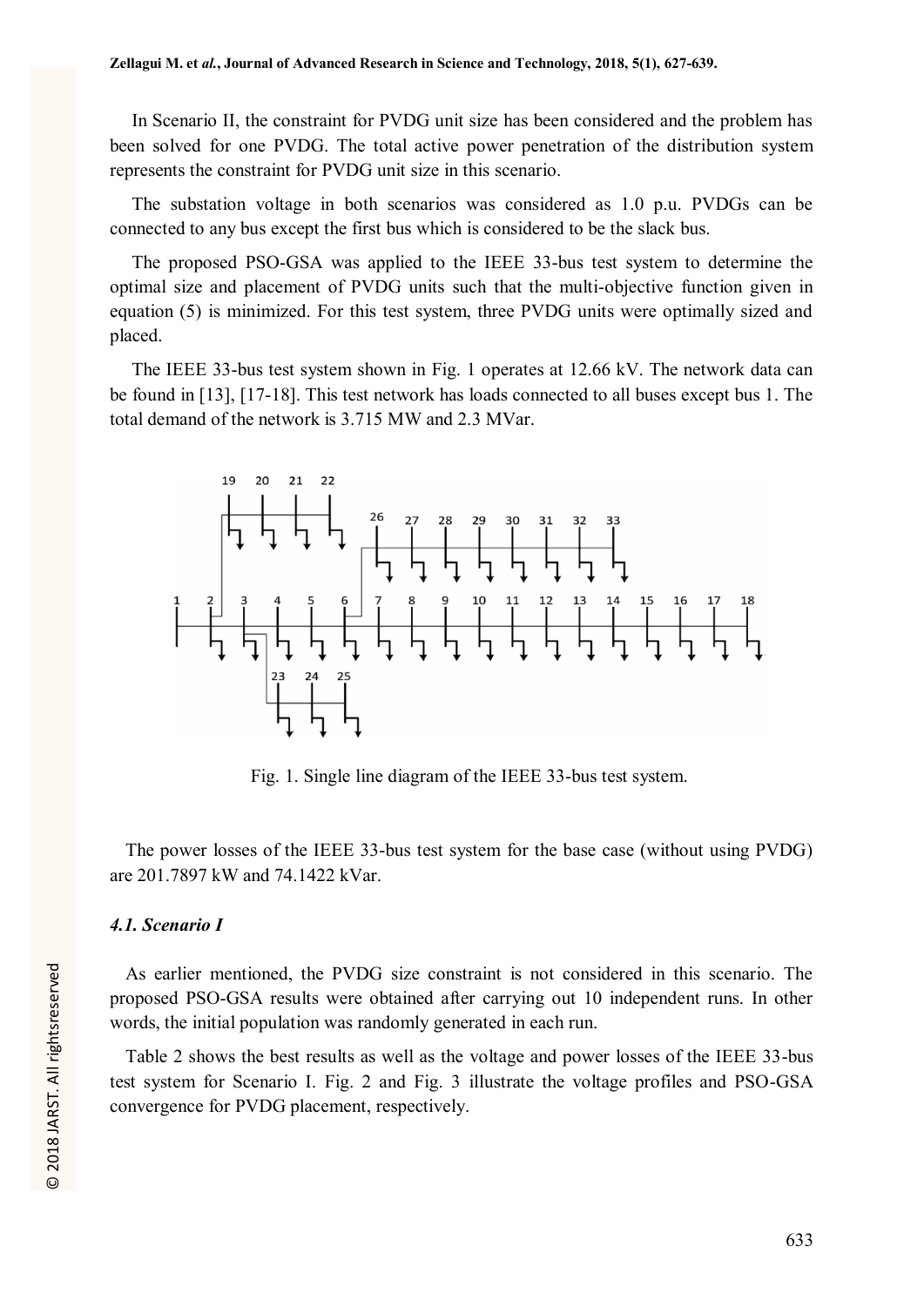In Scenario II, the constraint for PVDG unit size has been considered and the problem has been solved for one PVDG. The total active power penetration of the distribution system represents the constraint for PVDG unit size in this scenario.

The substation voltage in both scenarios was considered as 1.0 p.u. PVDGs can be connected to any bus except the first bus which is considered to be the slack bus.

The proposed PSO-GSA was applied to the IEEE 33-bus test system to determine the optimal size and placement of PVDG units such that the multi-objective function given in equation (5) is minimized. For this test system, three PVDG units were optimally sized and placed.

The IEEE 33-bus test system shown in Fig. 1 operates at 12.66 kV. The network data can be found in [13], [17-18]. This test network has loads connected to all buses except bus 1. The total demand of the network is 3.715 MW and 2.3 MVar.

Fig. 1. Single line diagram of the IEEE 33-bus test system.

The power losses of the IEEE 33-bus test system for the base case (without using PVDG) are 201.7897 kW and 74.1422 kVar.

### *4.1. Scenario I*

As earlier mentioned, the PVDG size constraint is not considered in this scenario. The proposed PSO-GSA results were obtained after carrying out 10 independent runs. In other words, the initial population was randomly generated in each run.

Table 2 shows the best results as well as the voltage and power losses of the IEEE 33-bus test system for Scenario I. Fig. 2 and Fig. 3 illustrate the voltage profiles and PSO-GSA convergence for PVDG placement, respectively.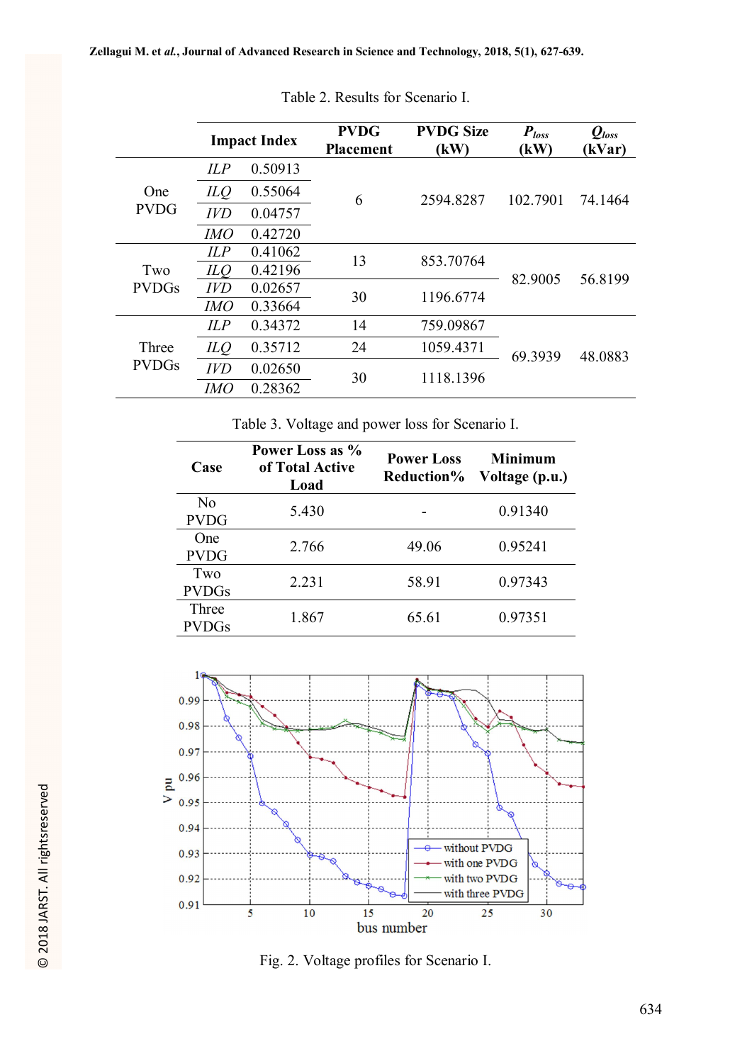Table 2. Results for Scenario I.

| | Impact Index | | PVDG Placement | PVDG Size (kW) | $P_{loss}$ (kW) | $Q_{loss}$ (kVar) |
|---|---|---|---|---|---|---|
| One PVDG | *ILP* | 0.50913 | 6 | 2594.8287 | 102.7901 | 74.1464 |
| | *ILQ* | 0.55064 | | | | |
| | *IVD* | 0.04757 | | | | |
| | *IMO* | 0.42720 | | | | |
| Two PVDGs | *ILP* | 0.41062 | 13 | 853.70764 | 82.9005 | 56.8199 |
| | *ILQ* | 0.42196 | | | | |
| | *IVD* | 0.02657 | 30 | 1196.6774 | | |
| | *IMO* | 0.33664 | | | | |
| Three PVDGs | *ILP* | 0.34372 | 14 | 759.09867 | 69.3939 | 48.0883 |
| | *ILQ* | 0.35712 | 24 | 1059.4371 | | |
| | *IVD* | 0.02650 | 30 | 1118.1396 | | |
| | *IMO* | 0.28362 | | | | |

Table 3. Voltage and power loss for Scenario I.

| Case | Power Loss as % of Total Active Load | Power Loss Reduction% | Minimum Voltage (p.u.) |
|---|---|---|---|
| No PVDG | 5.430 | - | 0.91340 |
| One PVDG | 2.766 | 49.06 | 0.95241 |
| Two PVDGs | 2.231 | 58.91 | 0.97343 |
| Three PVDGs | 1.867 | 65.61 | 0.97351 |

Fig. 2. Voltage profiles for Scenario I.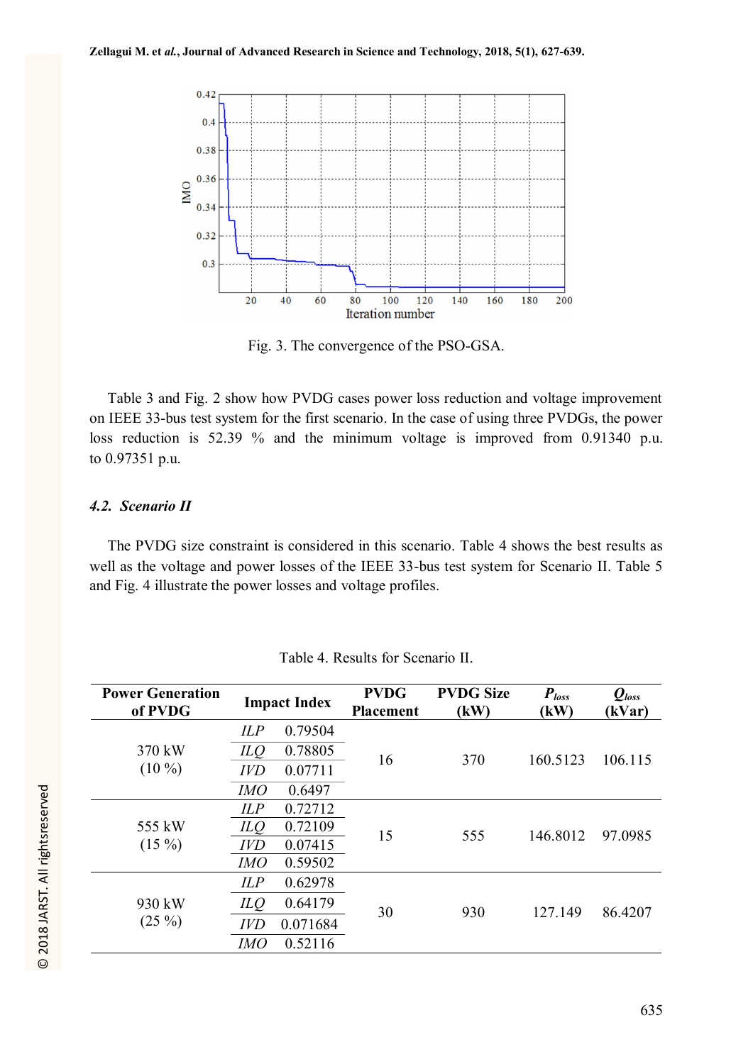Fig. 3. The convergence of the PSO-GSA.

Table 3 and Fig. 2 show how PVDG cases power loss reduction and voltage improvement on IEEE 33-bus test system for the first scenario. In the case of using three PVDGs, the power loss reduction is 52.39 % and the minimum voltage is improved from 0.91340 p.u. to 0.97351 p.u.

### 4.2. *Scenario II*

The PVDG size constraint is considered in this scenario. Table 4 shows the best results as well as the voltage and power losses of the IEEE 33-bus test system for Scenario II. Table 5 and Fig. 4 illustrate the power losses and voltage profiles.

Table 4. Results for Scenario II.

| Power Generation of PVDG | Impact Index | | PVDG Placement | PVDG Size (kW) | $P_{loss}$ (kW) | $Q_{loss}$ (kVar) |
|---|---|---|---|---|---|---|
| 370 kW (10 %) | *ILP* | 0.79504 | 16 | 370 | 160.5123 | 106.115 |
| | *ILQ* | 0.78805 | | | | |
| | *IVD* | 0.07711 | | | | |
| | *IMO* | 0.6497 | | | | |
| 555 kW (15 %) | *ILP* | 0.72712 | 15 | 555 | 146.8012 | 97.0985 |
| | *ILQ* | 0.72109 | | | | |
| | *IVD* | 0.07415 | | | | |
| | *IMO* | 0.59502 | | | | |
| 930 kW (25 %) | *ILP* | 0.62978 | 30 | 930 | 127.149 | 86.4207 |
| | *ILQ* | 0.64179 | | | | |
| | *IVD* | 0.071684 | | | | |
| | *IMO* | 0.52116 | | | | |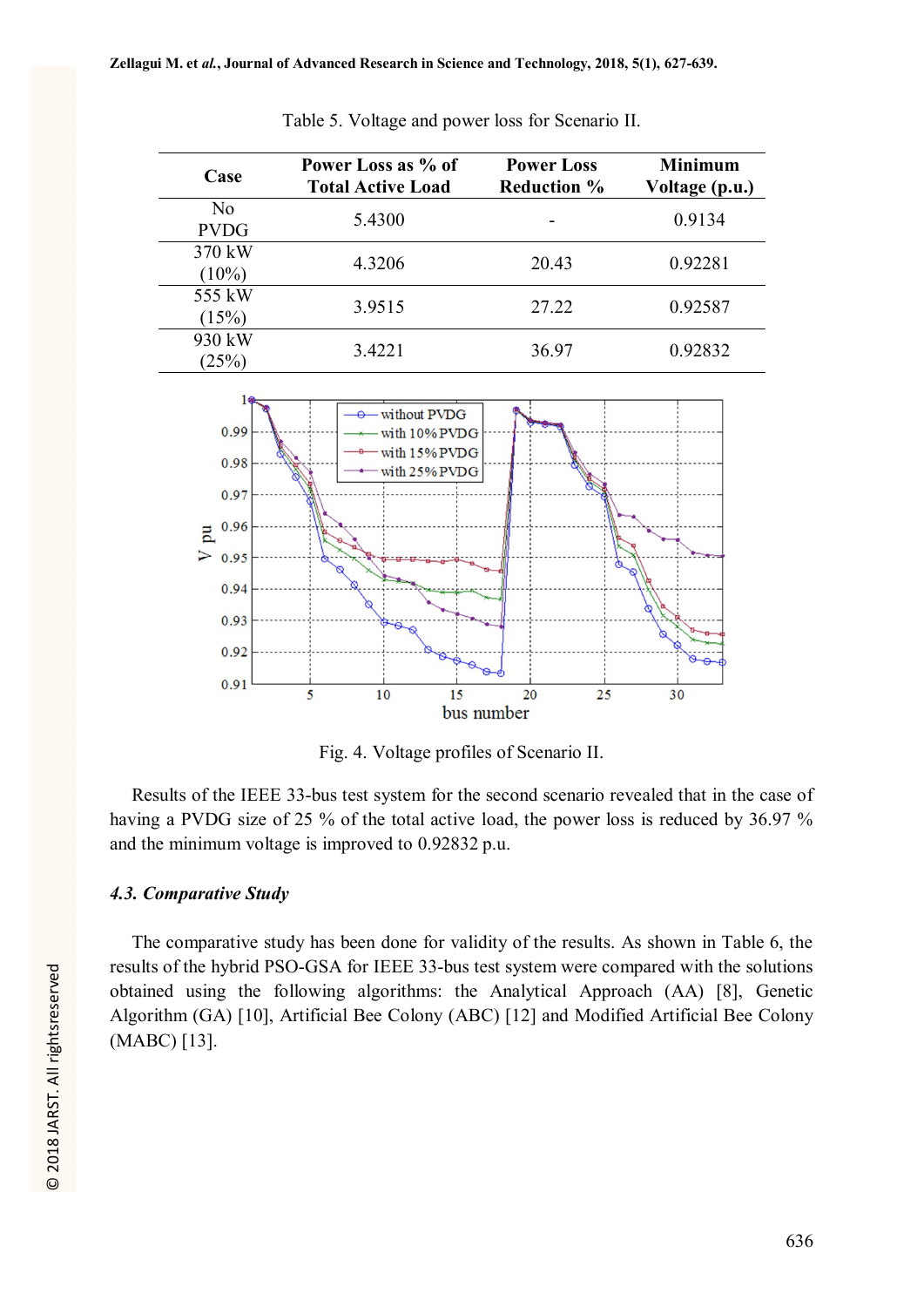Table 5. Voltage and power loss for Scenario II.

| Case | Power Loss as % of Total Active Load | Power Loss Reduction % | Minimum Voltage (p.u.) |
|---|---|---|---|
| No PVDG | 5.4300 | - | 0.9134 |
| 370 kW (10%) | 4.3206 | 20.43 | 0.92281 |
| 555 kW (15%) | 3.9515 | 27.22 | 0.92587 |
| 930 kW (25%) | 3.4221 | 36.97 | 0.92832 |

Fig. 4. Voltage profiles of Scenario II.

Results of the IEEE 33-bus test system for the second scenario revealed that in the case of having a PVDG size of 25 % of the total active load, the power loss is reduced by 36.97 % and the minimum voltage is improved to 0.92832 p.u.

### *4.3. Comparative Study*

The comparative study has been done for validity of the results. As shown in Table 6, the results of the hybrid PSO-GSA for IEEE 33-bus test system were compared with the solutions obtained using the following algorithms: the Analytical Approach (AA) [8], Genetic Algorithm (GA) [10], Artificial Bee Colony (ABC) [12] and Modified Artificial Bee Colony (MABC) [13].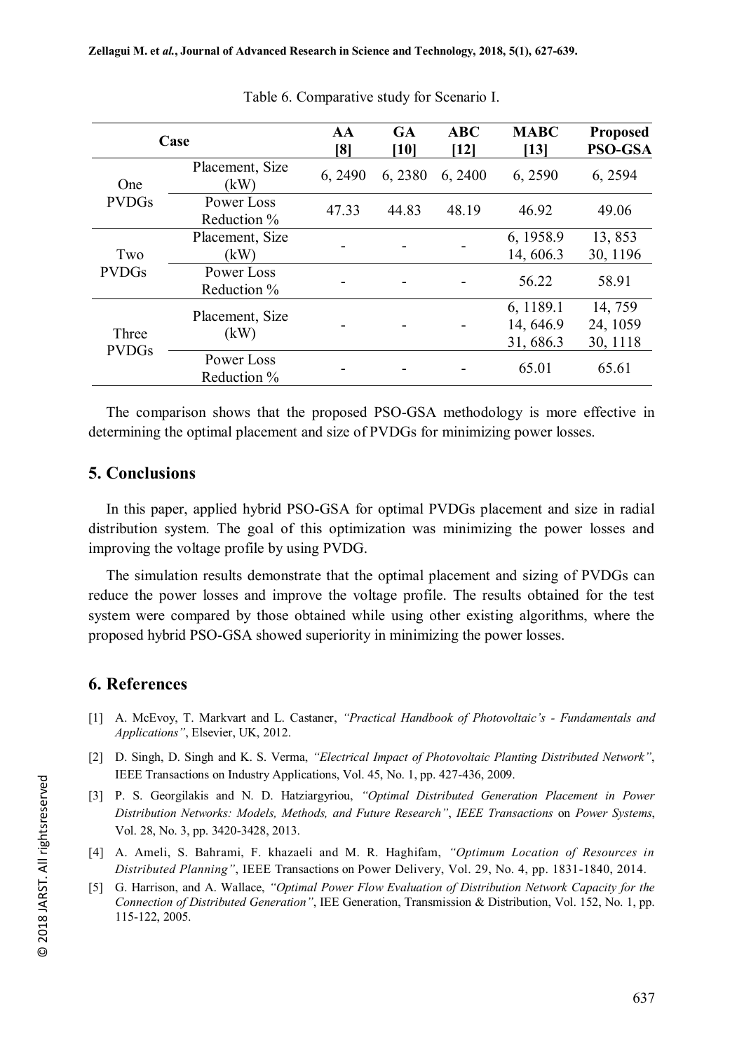Table 6. Comparative study for Scenario I.

| Case | | AA [8] | GA [10] | ABC [12] | MABC [13] | Proposed PSO-GSA |
|---|---|---|---|---|---|---|
| One PVDGs | Placement, Size (kW) | 6, 2490 | 6, 2380 | 6, 2400 | 6, 2590 | 6, 2594 |
| | Power Loss Reduction % | 47.33 | 44.83 | 48.19 | 46.92 | 49.06 |
| Two PVDGs | Placement, Size (kW) | - | - | - | 6, 1958.9<br>14, 606.3 | 13, 853<br>30, 1196 |
| | Power Loss Reduction % | - | - | - | 56.22 | 58.91 |
| Three PVDGs | Placement, Size (kW) | - | - | - | 6, 1189.1<br>14, 646.9<br>31, 686.3 | 14, 759<br>24, 1059<br>30, 1118 |
| | Power Loss Reduction % | - | - | - | 65.01 | 65.61 |

The comparison shows that the proposed PSO-GSA methodology is more effective in determining the optimal placement and size of PVDGs for minimizing power losses.

## 5. Conclusions

In this paper, applied hybrid PSO-GSA for optimal PVDGs placement and size in radial distribution system. The goal of this optimization was minimizing the power losses and improving the voltage profile by using PVDG.

The simulation results demonstrate that the optimal placement and sizing of PVDGs can reduce the power losses and improve the voltage profile. The results obtained for the test system were compared by those obtained while using other existing algorithms, where the proposed hybrid PSO-GSA showed superiority in minimizing the power losses.

## 6. References

[1] A. McEvoy, T. Markvart and L. Castaner, *"Practical Handbook of Photovoltaic's - Fundamentals and Applications"*, Elsevier, UK, 2012.

[2] D. Singh, D. Singh and K. S. Verma, *"Electrical Impact of Photovoltaic Planting Distributed Network"*, IEEE Transactions on Industry Applications, Vol. 45, No. 1, pp. 427-436, 2009.

[3] P. S. Georgilakis and N. D. Hatziargyriou, *"Optimal Distributed Generation Placement in Power Distribution Networks: Models, Methods, and Future Research"*, *IEEE Transactions* on *Power Systems*, Vol. 28, No. 3, pp. 3420-3428, 2013.

[4] A. Ameli, S. Bahrami, F. khazaeli and M. R. Haghifam, *"Optimum Location of Resources in Distributed Planning"*, IEEE Transactions on Power Delivery, Vol. 29, No. 4, pp. 1831-1840, 2014.

[5] G. Harrison, and A. Wallace, *"Optimal Power Flow Evaluation of Distribution Network Capacity for the Connection of Distributed Generation"*, IEE Generation, Transmission & Distribution, Vol. 152, No. 1, pp. 115-122, 2005.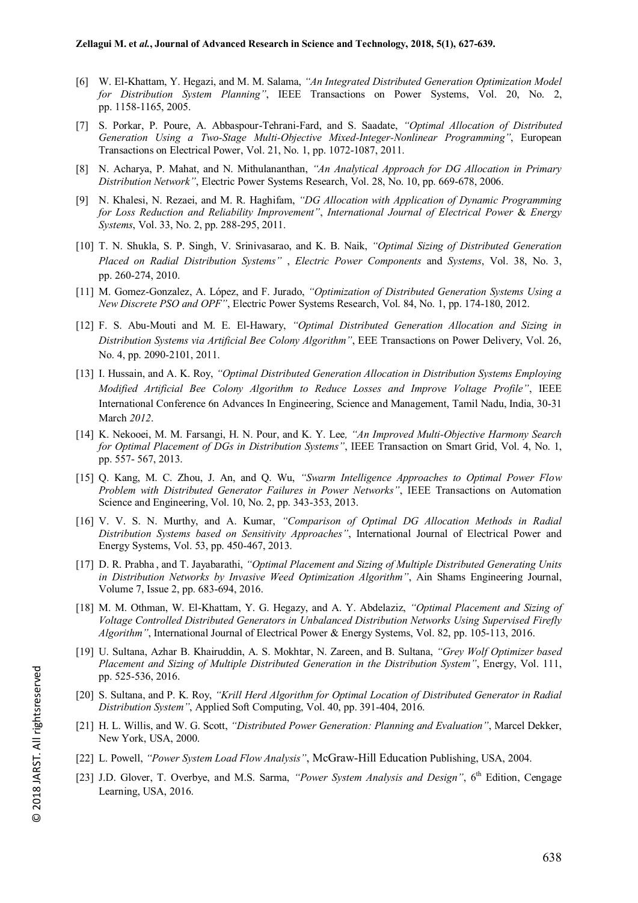- [6] W. El-Khattam, Y. Hegazi, and M. M. Salama, *"An Integrated Distributed Generation Optimization Model for Distribution System Planning"*, IEEE Transactions on Power Systems, Vol. 20, No. 2, pp. 1158-1165, 2005.
- [7] S. Porkar, P. Poure, A. Abbaspour-Tehrani-Fard, and S. Saadate, *"Optimal Allocation of Distributed Generation Using a Two-Stage Multi-Objective Mixed-Integer-Nonlinear Programming"*, European Transactions on Electrical Power, Vol. 21, No. 1, pp. 1072-1087, 2011.
- [8] N. Acharya, P. Mahat, and N. Mithulananthan, *"An Analytical Approach for DG Allocation in Primary Distribution Network"*, Electric Power Systems Research, Vol. 28, No. 10, pp. 669-678, 2006.
- [9] N. Khalesi, N. Rezaei, and M. R. Haghifam, *"DG Allocation with Application of Dynamic Programming for Loss Reduction and Reliability Improvement"*, *International Journal of Electrical Power* & *Energy Systems*, Vol. 33, No. 2, pp. 288-295, 2011.
- [10] T. N. Shukla, S. P. Singh, V. Srinivasarao, and K. B. Naik, *"Optimal Sizing of Distributed Generation Placed on Radial Distribution Systems"* , *Electric Power Components* and *Systems*, Vol. 38, No. 3, pp. 260-274, 2010.
- [11] M. Gomez-Gonzalez, A. López, and F. Jurado, *"Optimization of Distributed Generation Systems Using a New Discrete PSO and OPF"*, Electric Power Systems Research, Vol. 84, No. 1, pp. 174-180, 2012.
- [12] F. S. Abu-Mouti and M. E. El-Hawary, *"Optimal Distributed Generation Allocation and Sizing in Distribution Systems via Artificial Bee Colony Algorithm"*, EEE Transactions on Power Delivery, Vol. 26, No. 4, pp. 2090-2101, 2011.
- [13] I. Hussain, and A. K. Roy, *"Optimal Distributed Generation Allocation in Distribution Systems Employing Modified Artificial Bee Colony Algorithm to Reduce Losses and Improve Voltage Profile"*, IEEE International Conference 6n Advances In Engineering, Science and Management, Tamil Nadu, India, 30-31 March *2012*.
- [14] K. Nekooei, M. M. Farsangi, H. N. Pour, and K. Y. Lee*, "An Improved Multi-Objective Harmony Search for Optimal Placement of DGs in Distribution Systems"*, IEEE Transaction on Smart Grid, Vol. 4, No. 1, pp. 557- 567, 2013.
- [15] Q. Kang, M. C. Zhou, J. An, and Q. Wu, *"Swarm Intelligence Approaches to Optimal Power Flow Problem with Distributed Generator Failures in Power Networks"*, IEEE Transactions on Automation Science and Engineering, Vol. 10, No. 2, pp. 343-353, 2013.
- [16] V. V. S. N. Murthy, and A. Kumar, *"Comparison of Optimal DG Allocation Methods in Radial Distribution Systems based on Sensitivity Approaches"*, International Journal of Electrical Power and Energy Systems, Vol. 53, pp. 450-467, 2013.
- [17] D. R. Prabha , and T. Jayabarathi, *"Optimal Placement and Sizing of Multiple Distributed Generating Units in Distribution Networks by Invasive Weed Optimization Algorithm"*, Ain Shams Engineering Journal, Volume 7, Issue 2, pp. 683-694, 2016.
- [18] M. M. Othman, W. El-Khattam, Y. G. Hegazy, and A. Y. Abdelaziz, *"Optimal Placement and Sizing of Voltage Controlled Distributed Generators in Unbalanced Distribution Networks Using Supervised Firefly Algorithm"*, International Journal of Electrical Power & Energy Systems, Vol. 82, pp. 105-113, 2016.
- [19] U. Sultana, Azhar B. Khairuddin, A. S. Mokhtar, N. Zareen, and B. Sultana, *"Grey Wolf Optimizer based Placement and Sizing of Multiple Distributed Generation in the Distribution System"*, Energy, Vol. 111, pp. 525-536, 2016.
- [20] S. Sultana, and P. K. Roy, *"Krill Herd Algorithm for Optimal Location of Distributed Generator in Radial Distribution System"*, Applied Soft Computing, Vol. 40, pp. 391-404, 2016.
- [21] H. L. Willis, and W. G. Scott, *"Distributed Power Generation: Planning and Evaluation"*, Marcel Dekker, New York, USA, 2000.
- [22] L. Powell, *"Power System Load Flow Analysis"*, McGraw-Hill Education Publishing, USA, 2004.
- [23] J.D. Glover, T. Overbye, and M.S. Sarma, *"Power System Analysis and Design"*, 6th Edition, Cengage Learning, USA, 2016.

© 2018 JARST. All rightsreserved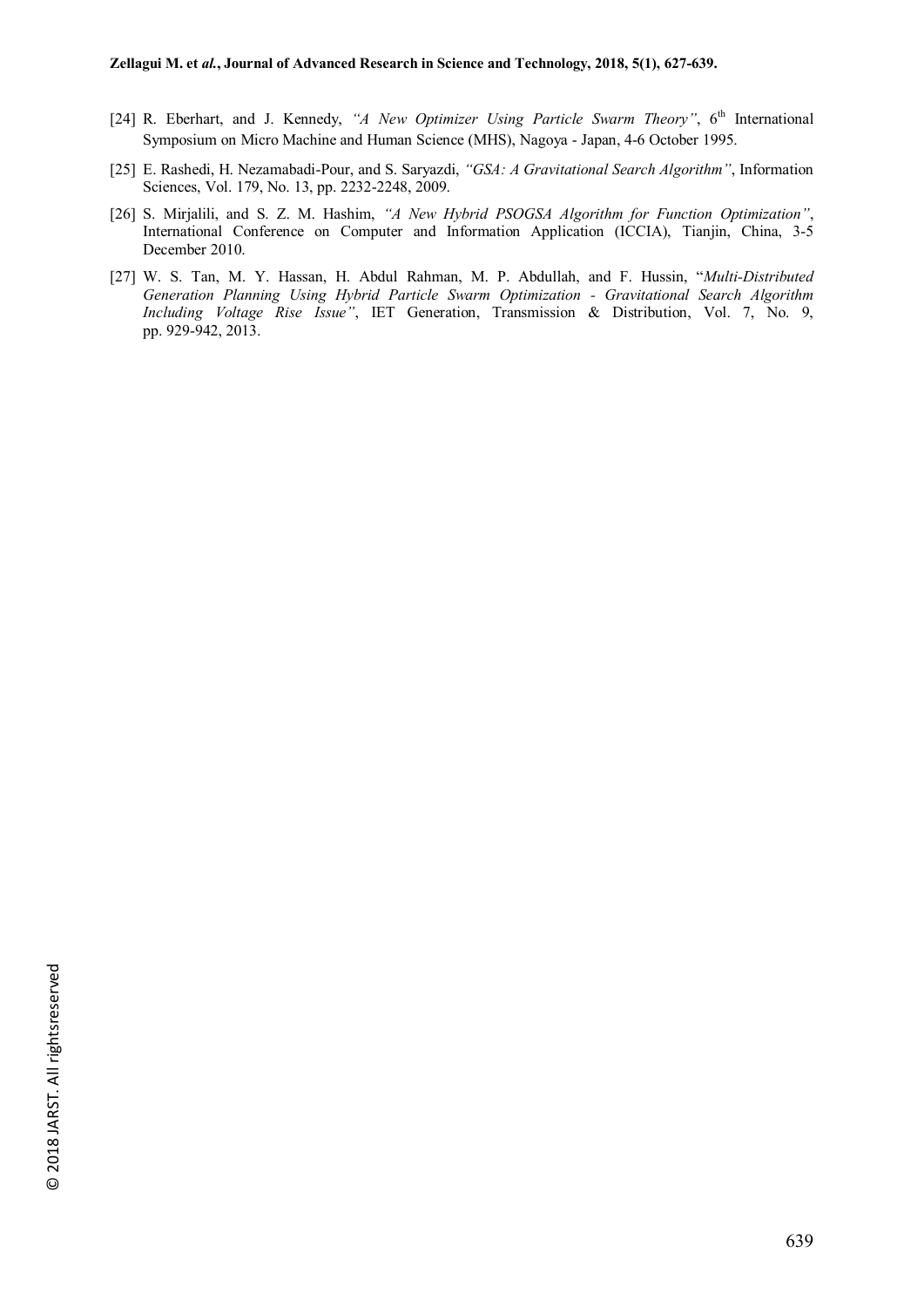[24] R. Eberhart, and J. Kennedy, *"A New Optimizer Using Particle Swarm Theory"*, 6[th] International Symposium on Micro Machine and Human Science (MHS), Nagoya - Japan, 4-6 October 1995.

[25] E. Rashedi, H. Nezamabadi-Pour, and S. Saryazdi, *"GSA: A Gravitational Search Algorithm"*, Information Sciences, Vol. 179, No. 13, pp. 2232-2248, 2009.

[26] S. Mirjalili, and S. Z. M. Hashim, *"A New Hybrid PSOGSA Algorithm for Function Optimization"*, International Conference on Computer and Information Application (ICCIA), Tianjin, China, 3-5 December 2010.

[27] W. S. Tan, M. Y. Hassan, H. Abdul Rahman, M. P. Abdullah, and F. Hussin, "*Multi-Distributed Generation Planning Using Hybrid Particle Swarm Optimization - Gravitational Search Algorithm Including Voltage Rise Issue"*, IET Generation, Transmission & Distribution, Vol. 7, No. 9, pp. 929-942, 2013.

© 2018 JARST. All rightsreserved